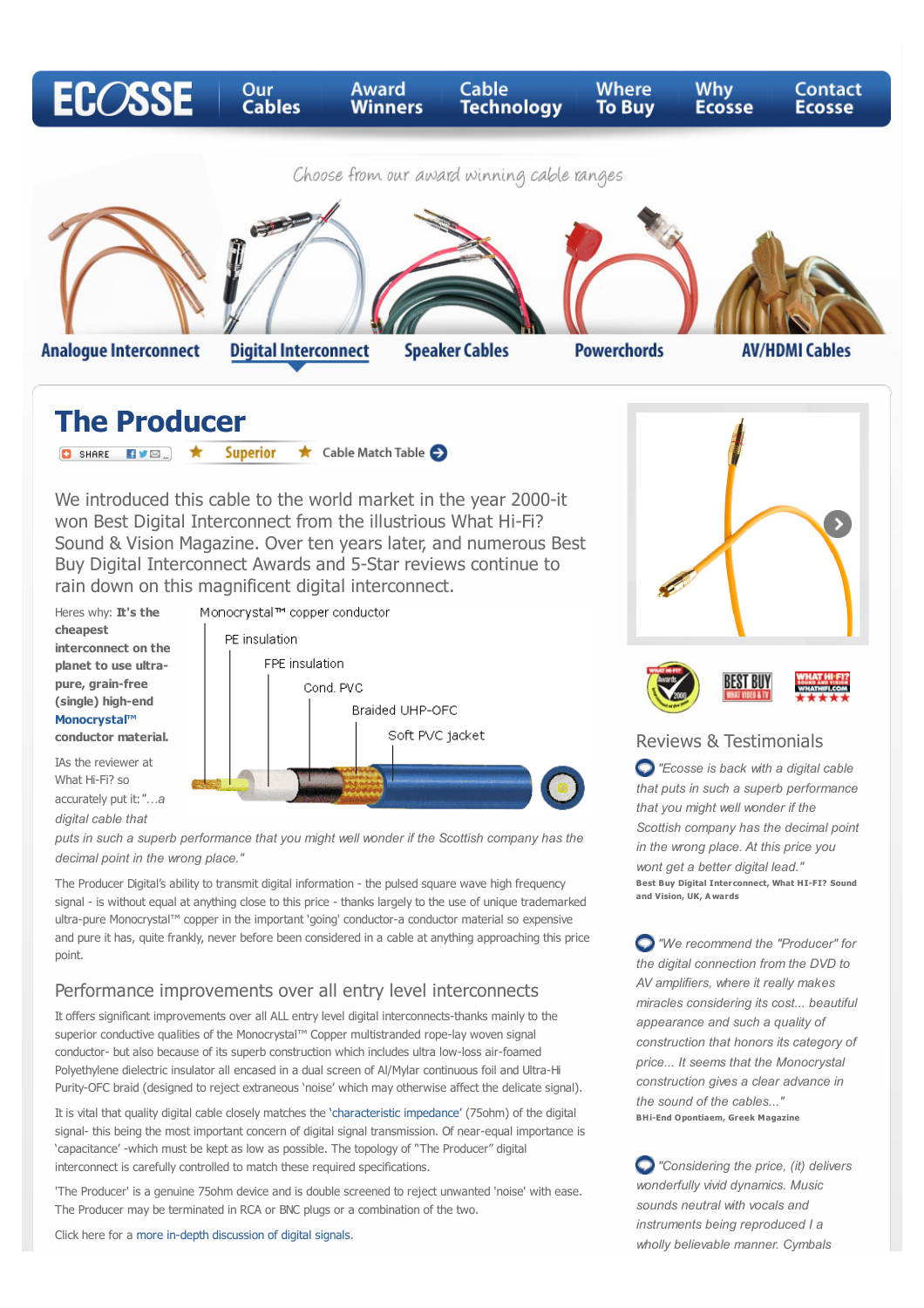ECOSSE

Our Cables | Award Winners | Cable Technology | Where To Buy | Why Ecosse | Contact Ecosse

Choose from our award winning cable ranges

Analogue Interconnect | Digital Interconnect | Speaker Cables | Powerchords | AV/HDMI Cables

# The Producer

SHARE ★ Superior ★ Cable Match Table

We introduced this cable to the world market in the year 2000-it won Best Digital Interconnect from the illustrious What Hi-Fi? Sound & Vision Magazine. Over ten years later, and numerous Best Buy Digital Interconnect Awards and 5-Star reviews continue to rain down on this magnificent digital interconnect.

Heres why: **It's the cheapest interconnect on the planet to use ultra-pure, grain-free (single) high-end Monocrystal™ conductor material.**

Monocrystal™ copper conductor
PE insulation
FPE insulation
Cond. PVC
Braided UHP-OFC
Soft PVC jacket

IAs the reviewer at What Hi-Fi? so accurately put it: "*...a digital cable that puts in such a superb performance that you might well wonder if the Scottish company has the decimal point in the wrong place.*"

The Producer Digital's ability to transmit digital information - the pulsed square wave high frequency signal - is without equal at anything close to this price - thanks largely to the use of unique trademarked ultra-pure Monocrystal™ copper in the important 'going' conductor-a conductor material so expensive and pure it has, quite frankly, never before been considered in a cable at anything approaching this price point.

## Performance improvements over all entry level interconnects

It offers significant improvements over all ALL entry level digital interconnects-thanks mainly to the superior conductive qualities of the Monocrystal™ Copper multistranded rope-lay woven signal conductor- but also because of its superb construction which includes ultra low-loss air-foamed Polyethylene dielectric insulator all encased in a dual screen of Al/Mylar continuous foil and Ultra-Hi Purity-OFC braid (designed to reject extraneous 'noise' which may otherwise affect the delicate signal).

It is vital that quality digital cable closely matches the 'characteristic impedance' (75ohm) of the digital signal- this being the most important concern of digital signal transmission. Of near-equal importance is 'capacitance' -which must be kept as low as possible. The topology of "The Producer" digital interconnect is carefully controlled to match these required specifications.

'The Producer' is a genuine 75ohm device and is double screened to reject unwanted 'noise' with ease. The Producer may be terminated in RCA or BNC plugs or a combination of the two.

Click here for a more in-depth discussion of digital signals.

## Reviews & Testimonials

*"Ecosse is back with a digital cable that puts in such a superb performance that you might well wonder if the Scottish company has the decimal point in the wrong place. At this price you wont get a better digital lead."*
**Best Buy Digital Interconnect, What HI-FI? Sound and Vision, UK, Awards**

*"We recommend the "Producer" for the digital connection from the DVD to AV amplifiers, where it really makes miracles considering its cost... beautiful appearance and such a quality of construction that honors its category of price... It seems that the Monocrystal construction gives a clear advance in the sound of the cables..."*
**BHi-End Opontiaem, Greek Magazine**

*"Considering the price, (it) delivers wonderfully vivid dynamics. Music sounds neutral with vocals and instruments being reproduced I a wholly believable manner. Cymbals*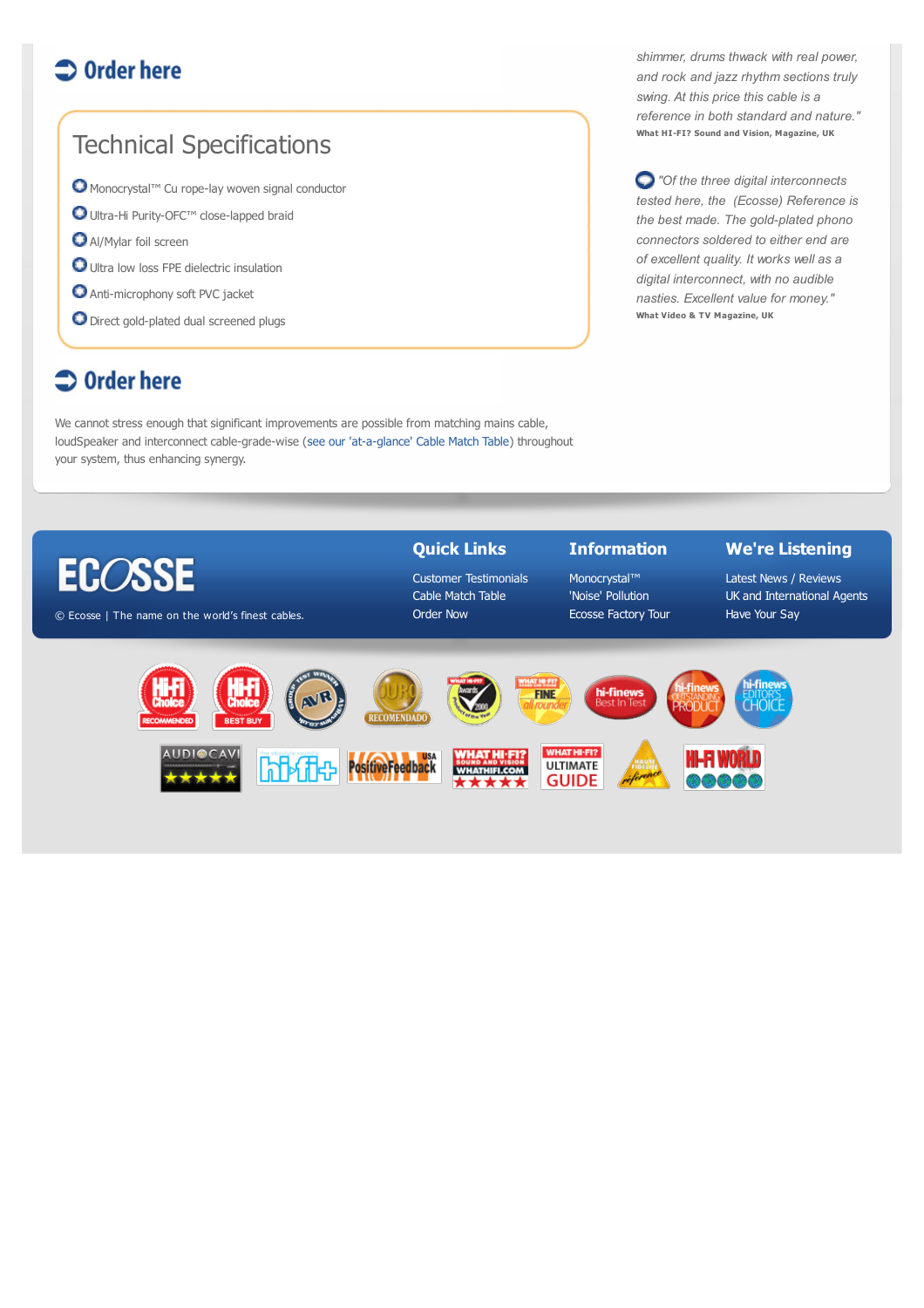**Order here**

## Technical Specifications

- Monocrystal™ Cu rope-lay woven signal conductor
- Ultra-Hi Purity-OFC™ close-lapped braid
- Al/Mylar foil screen
- Ultra low loss FPE dielectric insulation
- Anti-microphony soft PVC jacket
- Direct gold-plated dual screened plugs

**Order here**

We cannot stress enough that significant improvements are possible from matching mains cable, loudSpeaker and interconnect cable-grade-wise (see our 'at-a-glance' Cable Match Table) throughout your system, thus enhancing synergy.

*shimmer, drums thwack with real power, and rock and jazz rhythm sections truly swing. At this price this cable is a reference in both standard and nature."*

**What HI-FI? Sound and Vision, Magazine, UK**

*"Of the three digital interconnects tested here, the (Ecosse) Reference is the best made. The gold-plated phono connectors soldered to either end are of excellent quality. It works well as a digital interconnect, with no audible nasties. Excellent value for money."*

**What Video & TV Magazine, UK**

**ECOSSE**

© Ecosse | The name on the world's finest cables.

**Quick Links**

- Customer Testimonials
- Cable Match Table
- Order Now

**Information**

- Monocrystal™
- 'Noise' Pollution
- Ecosse Factory Tour

**We're Listening**

- Latest News / Reviews
- UK and International Agents
- Have Your Say